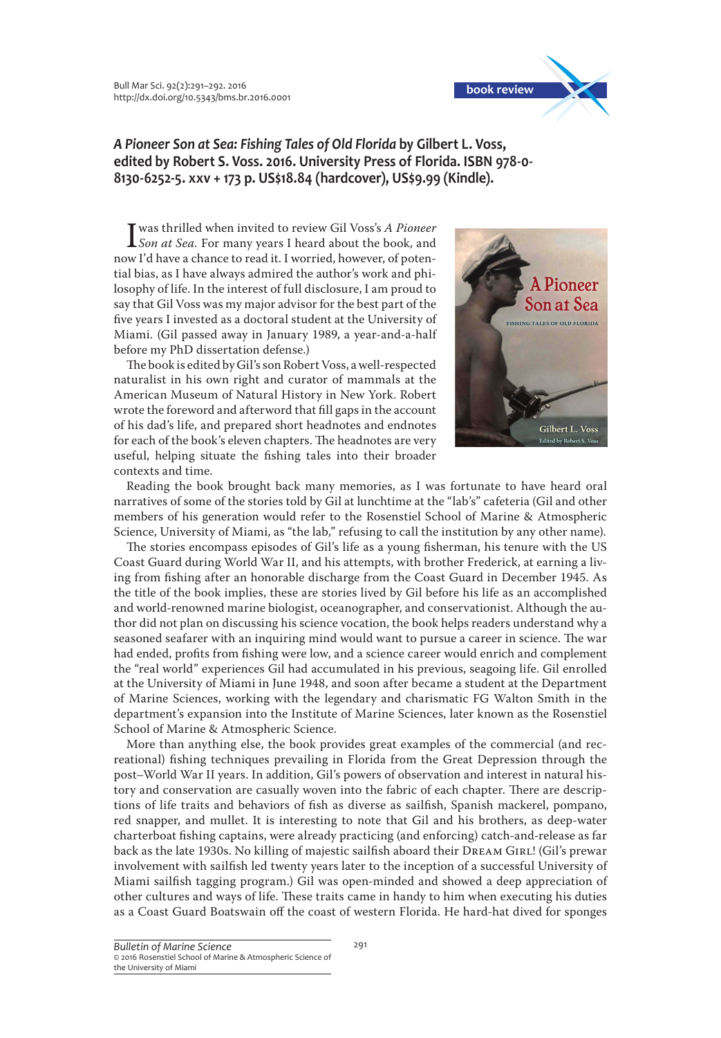**book review**

## *A Pioneer Son at Sea: Fishing Tales of Old Florida* by Gilbert L. Voss, edited by Robert S. Voss. 2016. University Press of Florida. ISBN 978-0-8130-6252-5. xxv + 173 p. US$18.84 (hardcover), US$9.99 (Kindle).

I was thrilled when invited to review Gil Voss's *A Pioneer Son at Sea*. For many years I heard about the book, and now I'd have a chance to read it. I worried, however, of potential bias, as I have always admired the author's work and philosophy of life. In the interest of full disclosure, I am proud to say that Gil Voss was my major advisor for the best part of the five years I invested as a doctoral student at the University of Miami. (Gil passed away in January 1989, a year-and-a-half before my PhD dissertation defense.)

The book is edited by Gil's son Robert Voss, a well-respected naturalist in his own right and curator of mammals at the American Museum of Natural History in New York. Robert wrote the foreword and afterword that fill gaps in the account of his dad's life, and prepared short headnotes and endnotes for each of the book's eleven chapters. The headnotes are very useful, helping situate the fishing tales into their broader contexts and time.

Reading the book brought back many memories, as I was fortunate to have heard oral narratives of some of the stories told by Gil at lunchtime at the "lab's" cafeteria (Gil and other members of his generation would refer to the Rosenstiel School of Marine & Atmospheric Science, University of Miami, as "the lab," refusing to call the institution by any other name).

The stories encompass episodes of Gil's life as a young fisherman, his tenure with the US Coast Guard during World War II, and his attempts, with brother Frederick, at earning a living from fishing after an honorable discharge from the Coast Guard in December 1945. As the title of the book implies, these are stories lived by Gil before his life as an accomplished and world-renowned marine biologist, oceanographer, and conservationist. Although the author did not plan on discussing his science vocation, the book helps readers understand why a seasoned seafarer with an inquiring mind would want to pursue a career in science. The war had ended, profits from fishing were low, and a science career would enrich and complement the "real world" experiences Gil had accumulated in his previous, seagoing life. Gil enrolled at the University of Miami in June 1948, and soon after became a student at the Department of Marine Sciences, working with the legendary and charismatic FG Walton Smith in the department's expansion into the Institute of Marine Sciences, later known as the Rosenstiel School of Marine & Atmospheric Science.

More than anything else, the book provides great examples of the commercial (and recreational) fishing techniques prevailing in Florida from the Great Depression through the post–World War II years. In addition, Gil's powers of observation and interest in natural history and conservation are casually woven into the fabric of each chapter. There are descriptions of life traits and behaviors of fish as diverse as sailfish, Spanish mackerel, pompano, red snapper, and mullet. It is interesting to note that Gil and his brothers, as deep-water charterboat fishing captains, were already practicing (and enforcing) catch-and-release as far back as the late 1930s. No killing of majestic sailfish aboard their Dream Girl! (Gil's prewar involvement with sailfish led twenty years later to the inception of a successful University of Miami sailfish tagging program.) Gil was open-minded and showed a deep appreciation of other cultures and ways of life. These traits came in handy to him when executing his duties as a Coast Guard Boatswain off the coast of western Florida. He hard-hat dived for sponges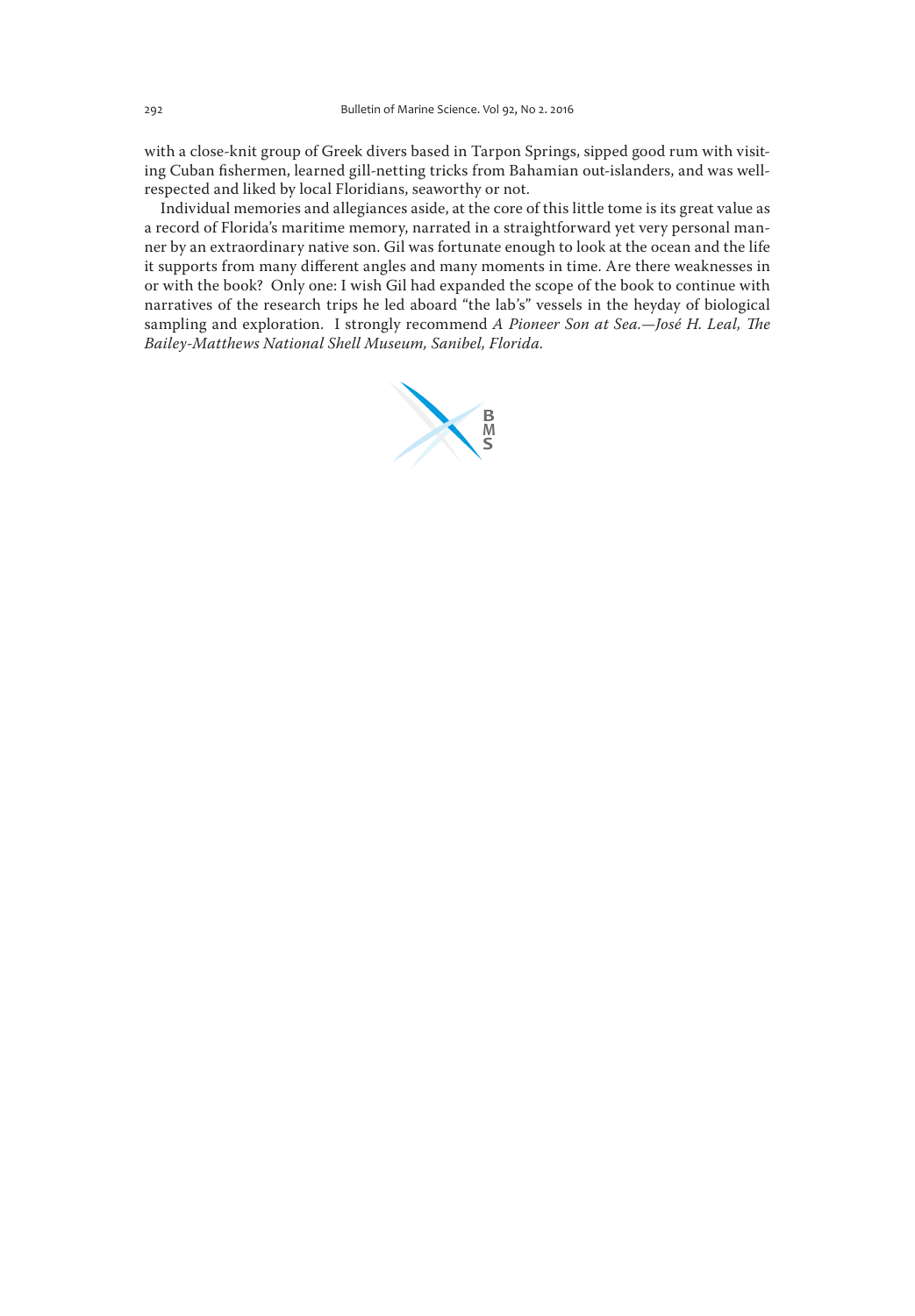with a close-knit group of Greek divers based in Tarpon Springs, sipped good rum with visiting Cuban fishermen, learned gill-netting tricks from Bahamian out-islanders, and was well-respected and liked by local Floridians, seaworthy or not.

Individual memories and allegiances aside, at the core of this little tome is its great value as a record of Florida's maritime memory, narrated in a straightforward yet very personal manner by an extraordinary native son. Gil was fortunate enough to look at the ocean and the life it supports from many different angles and many moments in time. Are there weaknesses in or with the book? Only one: I wish Gil had expanded the scope of the book to continue with narratives of the research trips he led aboard "the lab's" vessels in the heyday of biological sampling and exploration. I strongly recommend *A Pioneer Son at Sea.—José H. Leal, The Bailey-Matthews National Shell Museum, Sanibel, Florida.*